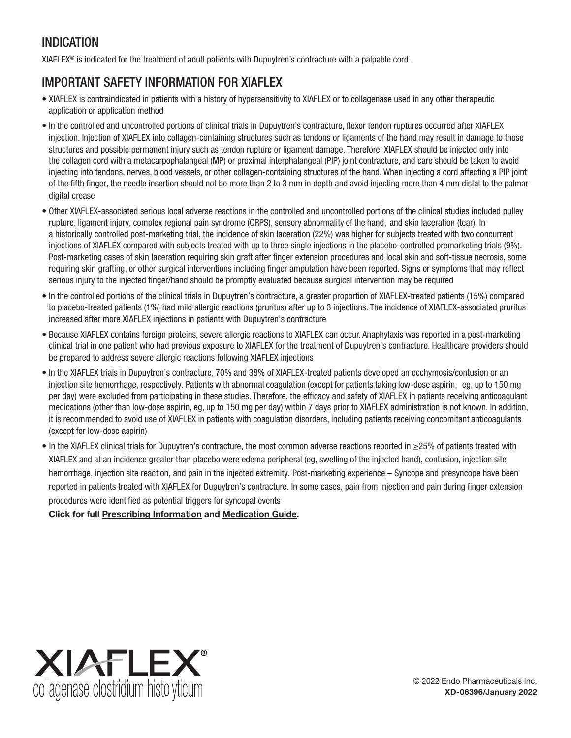## INDICATION

XIAFLEX® is indicated for the treatment of adult patients with Dupuytren's contracture with a palpable cord.

## IMPORTANT SAFETY INFORMATION FOR XIAFLEX

- XIAFLEX is contraindicated in patients with a history of hypersensitivity to XIAFLEX or to collagenase used in any other therapeutic application or application method
- In the controlled and uncontrolled portions of clinical trials in Dupuytren's contracture, flexor tendon ruptures occurred after XIAFLEX injection. Injection of XIAFLEX into collagen-containing structures such as tendons or ligaments of the hand may result in damage to those structures and possible permanent injury such as tendon rupture or ligament damage. Therefore, XIAFLEX should be injected only into the collagen cord with a metacarpophalangeal (MP) or proximal interphalangeal (PIP) joint contracture, and care should be taken to avoid injecting into tendons, nerves, blood vessels, or other collagen-containing structures of the hand. When injecting a cord affecting a PIP joint of the fifth finger, the needle insertion should not be more than 2 to 3 mm in depth and avoid injecting more than 4 mm distal to the palmar digital crease
- Other XIAFLEX-associated serious local adverse reactions in the controlled and uncontrolled portions of the clinical studies included pulley rupture, ligament injury, complex regional pain syndrome (CRPS), sensory abnormality of the hand, and skin laceration (tear). In a historically controlled post-marketing trial, the incidence of skin laceration (22%) was higher for subjects treated with two concurrent injections of XIAFLEX compared with subjects treated with up to three single injections in the placebo-controlled premarketing trials (9%). Post-marketing cases of skin laceration requiring skin graft after finger extension procedures and local skin and soft-tissue necrosis, some requiring skin grafting, or other surgical interventions including finger amputation have been reported. Signs or symptoms that may reflect serious injury to the injected finger/hand should be promptly evaluated because surgical intervention may be required
- In the controlled portions of the clinical trials in Dupuytren's contracture, a greater proportion of XIAFLEX-treated patients (15%) compared to placebo-treated patients (1%) had mild allergic reactions (pruritus) after up to 3 injections. The incidence of XIAFLEX-associated pruritus increased after more XIAFLEX injections in patients with Dupuytren's contracture
- Because XIAFLEX contains foreign proteins, severe allergic reactions to XIAFLEX can occur. Anaphylaxis was reported in a post-marketing clinical trial in one patient who had previous exposure to XIAFLEX for the treatment of Dupuytren's contracture. Healthcare providers should be prepared to address severe allergic reactions following XIAFLEX injections
- In the XIAFLEX trials in Dupuytren's contracture, 70% and 38% of XIAFLEX-treated patients developed an ecchymosis/contusion or an injection site hemorrhage, respectively. Patients with abnormal coagulation (except for patients taking low-dose aspirin, eg, up to 150 mg per day) were excluded from participating in these studies. Therefore, the efficacy and safety of XIAFLEX in patients receiving anticoagulant medications (other than low-dose aspirin, eg, up to 150 mg per day) within 7 days prior to XIAFLEX administration is not known. In addition, it is recommended to avoid use of XIAFLEX in patients with coagulation disorders, including patients receiving concomitant anticoagulants (except for low-dose aspirin)
- In the XIAFLEX clinical trials for Dupuytren's contracture, the most common adverse reactions reported in ≥25% of patients treated with XIAFLEX and at an incidence greater than placebo were edema peripheral (eg, swelling of the injected hand), contusion, injection site hemorrhage, injection site reaction, and pain in the injected extremity. Post-marketing experience – Syncope and presyncope have been reported in patients treated with XIAFLEX for Dupuytren's contracture. In some cases, pain from injection and pain during finger extension procedures were identified as potential triggers for syncopal events

**Click for full Prescribing Information and Medication Guide.**

XIAFLEX®
collagenase clostridium histolyticum

© 2022 Endo Pharmaceuticals Inc.
**XD-06396/January 2022**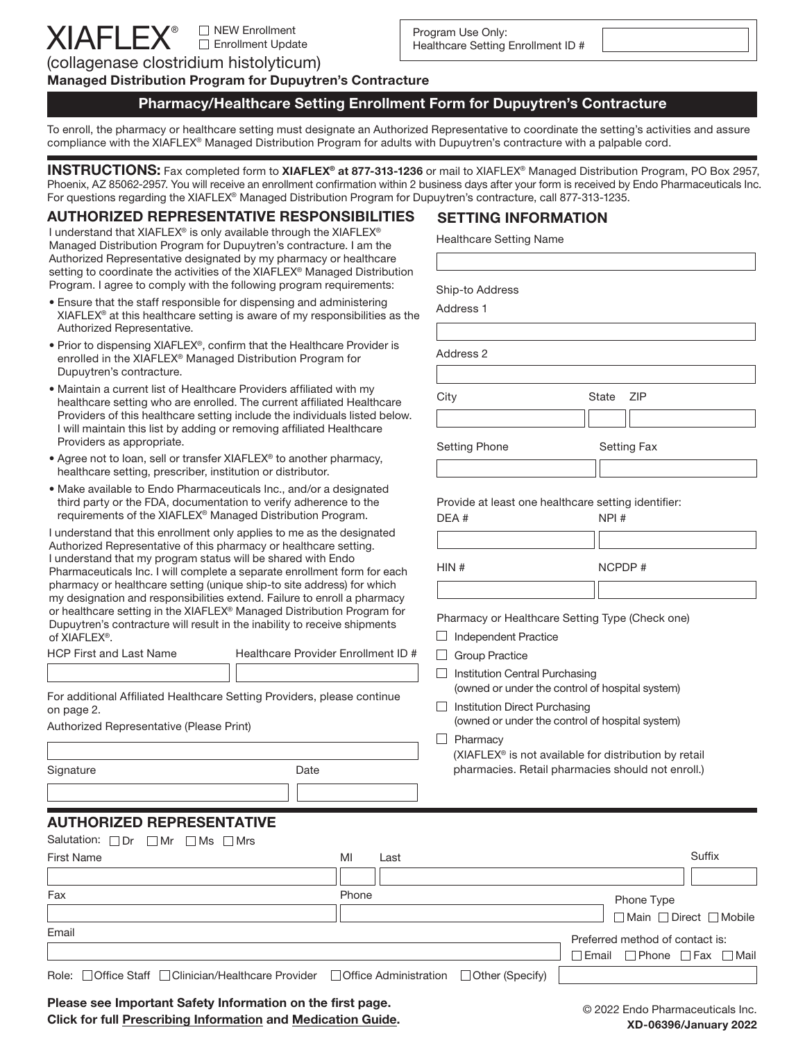# XIAFLEX®

☐ NEW Enrollment
☐ Enrollment Update

Program Use Only:
Healthcare Setting Enrollment ID #

(collagenase clostridium histolyticum)

**Managed Distribution Program for Dupuytren's Contracture**

## Pharmacy/Healthcare Setting Enrollment Form for Dupuytren's Contracture

To enroll, the pharmacy or healthcare setting must designate an Authorized Representative to coordinate the setting's activities and assure compliance with the XIAFLEX® Managed Distribution Program for adults with Dupuytren's contracture with a palpable cord.

**INSTRUCTIONS:** Fax completed form to **XIAFLEX® at 877-313-1236** or mail to XIAFLEX® Managed Distribution Program, PO Box 2957, Phoenix, AZ 85062-2957. You will receive an enrollment confirmation within 2 business days after your form is received by Endo Pharmaceuticals Inc. For questions regarding the XIAFLEX® Managed Distribution Program for Dupuytren's contracture, call 877-313-1235.

### AUTHORIZED REPRESENTATIVE RESPONSIBILITIES

I understand that XIAFLEX® is only available through the XIAFLEX® Managed Distribution Program for Dupuytren's contracture. I am the Authorized Representative designated by my pharmacy or healthcare setting to coordinate the activities of the XIAFLEX® Managed Distribution Program. I agree to comply with the following program requirements:

- Ensure that the staff responsible for dispensing and administering XIAFLEX® at this healthcare setting is aware of my responsibilities as the Authorized Representative.
- Prior to dispensing XIAFLEX®, confirm that the Healthcare Provider is enrolled in the XIAFLEX® Managed Distribution Program for Dupuytren's contracture.
- Maintain a current list of Healthcare Providers affiliated with my healthcare setting who are enrolled. The current affiliated Healthcare Providers of this healthcare setting include the individuals listed below. I will maintain this list by adding or removing affiliated Healthcare Providers as appropriate.
- Agree not to loan, sell or transfer XIAFLEX® to another pharmacy, healthcare setting, prescriber, institution or distributor.
- Make available to Endo Pharmaceuticals Inc., and/or a designated third party or the FDA, documentation to verify adherence to the requirements of the XIAFLEX® Managed Distribution Program.

I understand that this enrollment only applies to me as the designated Authorized Representative of this pharmacy or healthcare setting. I understand that my program status will be shared with Endo Pharmaceuticals Inc. I will complete a separate enrollment form for each pharmacy or healthcare setting (unique ship-to site address) for which my designation and responsibilities extend. Failure to enroll a pharmacy or healthcare setting in the XIAFLEX® Managed Distribution Program for Dupuytren's contracture will result in the inability to receive shipments of XIAFLEX®.

| HCP First and Last Name | Healthcare Provider Enrollment ID # |
|---|---|
| | |

For additional Affiliated Healthcare Setting Providers, please continue on page 2.

Authorized Representative (Please Print)

Signature

Date

### SETTING INFORMATION

Healthcare Setting Name

Ship-to Address

Address 1

Address 2

City | State | ZIP

Setting Phone | Setting Fax

Provide at least one healthcare setting identifier:

DEA # | NPI #

HIN # | NCPDP #

Pharmacy or Healthcare Setting Type (Check one)

- ☐ Independent Practice
- ☐ Group Practice
- ☐ Institution Central Purchasing (owned or under the control of hospital system)
- ☐ Institution Direct Purchasing (owned or under the control of hospital system)
- ☐ Pharmacy (XIAFLEX® is not available for distribution by retail pharmacies. Retail pharmacies should not enroll.)

### AUTHORIZED REPRESENTATIVE

Salutation: ☐ Dr ☐ Mr ☐ Ms ☐ Mrs

First Name | MI | Last | Suffix

Fax | Phone | Phone Type ☐ Main ☐ Direct ☐ Mobile

Email | Preferred method of contact is: ☐ Email ☐ Phone ☐ Fax ☐ Mail

Role: ☐ Office Staff ☐ Clinician/Healthcare Provider ☐ Office Administration ☐ Other (Specify)

**Please see Important Safety Information on the first page.**
**Click for full Prescribing Information and Medication Guide.**

© 2022 Endo Pharmaceuticals Inc.
**XD-06396/January 2022**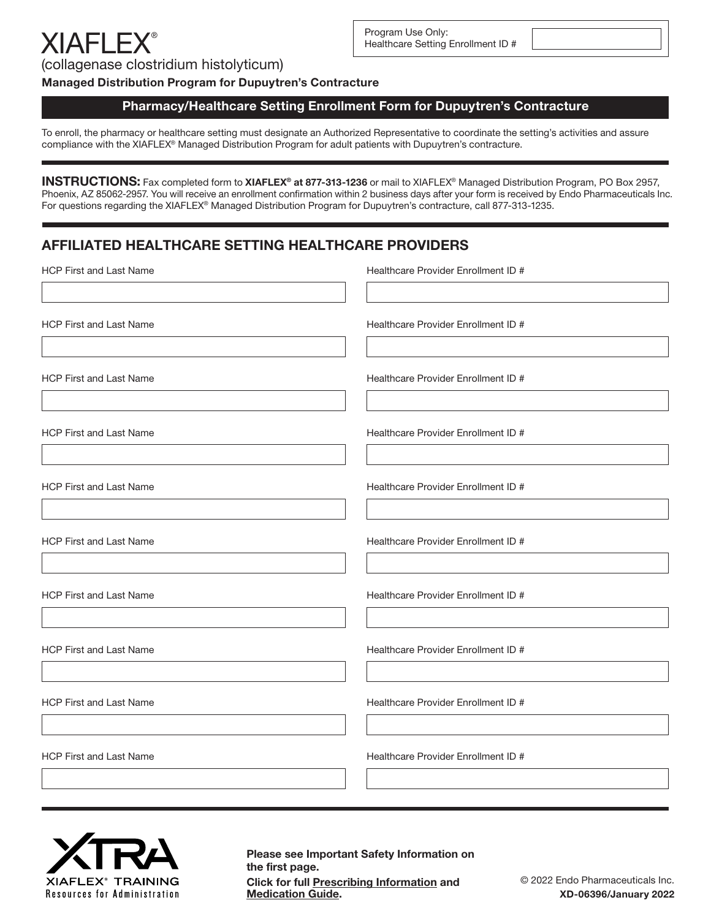# XIAFLEX®

(collagenase clostridium histolyticum)

**Managed Distribution Program for Dupuytren's Contracture**

| Program Use Only: Healthcare Setting Enrollment ID # | |
|---|---|

## Pharmacy/Healthcare Setting Enrollment Form for Dupuytren's Contracture

To enroll, the pharmacy or healthcare setting must designate an Authorized Representative to coordinate the setting's activities and assure compliance with the XIAFLEX® Managed Distribution Program for adult patients with Dupuytren's contracture.

**INSTRUCTIONS:** Fax completed form to **XIAFLEX® at 877-313-1236** or mail to XIAFLEX® Managed Distribution Program, PO Box 2957, Phoenix, AZ 85062-2957. You will receive an enrollment confirmation within 2 business days after your form is received by Endo Pharmaceuticals Inc. For questions regarding the XIAFLEX® Managed Distribution Program for Dupuytren's contracture, call 877-313-1235.

## AFFILIATED HEALTHCARE SETTING HEALTHCARE PROVIDERS

| HCP First and Last Name | Healthcare Provider Enrollment ID # |
|---|---|
| | |
| | |
| | |
| | |
| | |
| | |
| | |
| | |
| | |
| | |

XTRA XIAFLEX® TRAINING Resources for Administration

**Please see Important Safety Information on the first page.**

**Click for full Prescribing Information and Medication Guide.**

© 2022 Endo Pharmaceuticals Inc.

**XD-06396/January 2022**